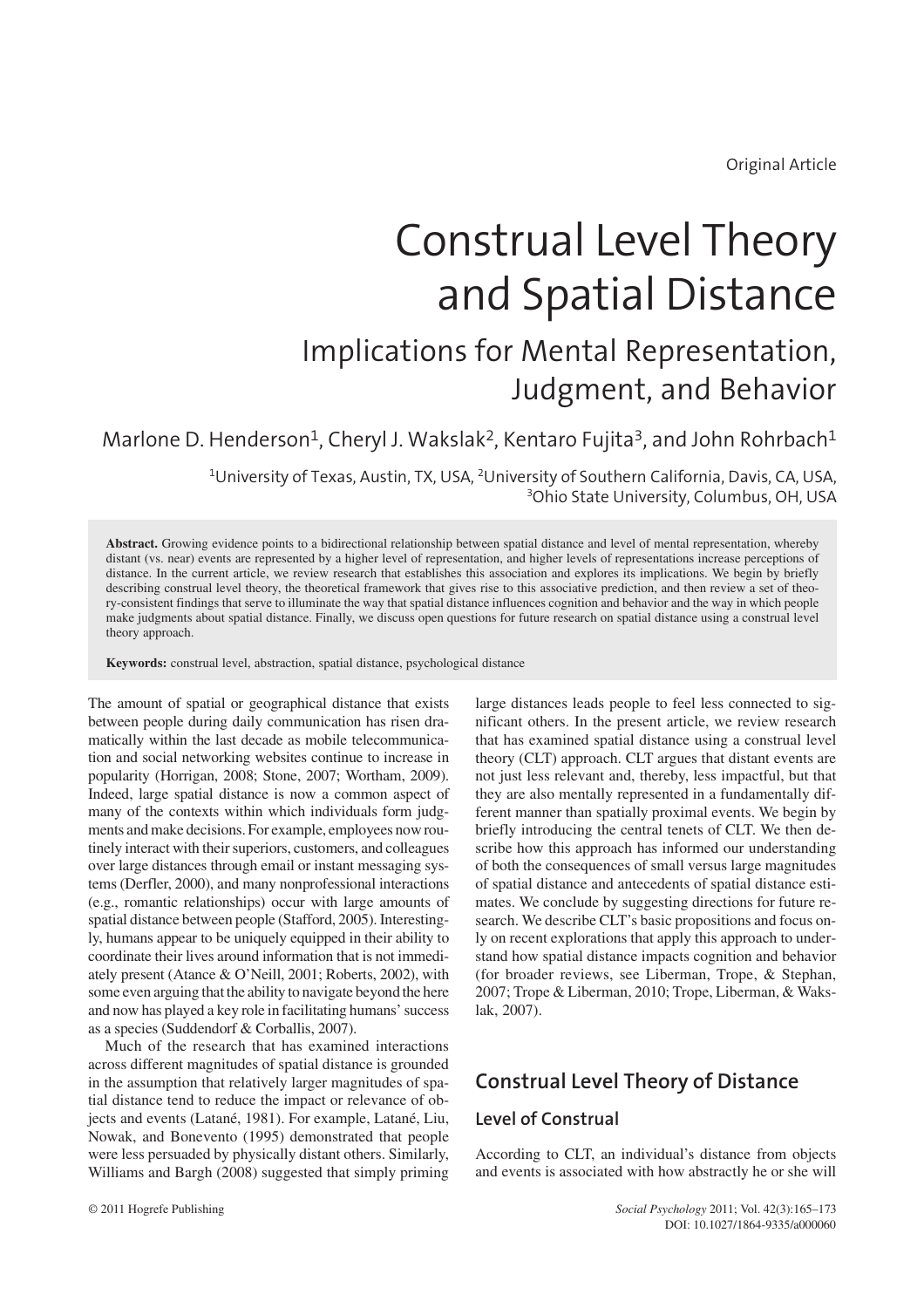Original Article

# Construal Level Theory and Spatial Distance

## Implications for Mental Representation, Judgment, and Behavior

Marlone D. Henderson[1], Cheryl J. Wakslak[2], Kentaro Fujita[3], and John Rohrbach[1]

[1]University of Texas, Austin, TX, USA, [2]University of Southern California, Davis, CA, USA, [3]Ohio State University, Columbus, OH, USA

**Abstract.** Growing evidence points to a bidirectional relationship between spatial distance and level of mental representation, whereby distant (vs. near) events are represented by a higher level of representation, and higher levels of representations increase perceptions of distance. In the current article, we review research that establishes this association and explores its implications. We begin by briefly describing construal level theory, the theoretical framework that gives rise to this associative prediction, and then review a set of theory-consistent findings that serve to illuminate the way that spatial distance influences cognition and behavior and the way in which people make judgments about spatial distance. Finally, we discuss open questions for future research on spatial distance using a construal level theory approach.

**Keywords:** construal level, abstraction, spatial distance, psychological distance

The amount of spatial or geographical distance that exists between people during daily communication has risen dramatically within the last decade as mobile telecommunication and social networking websites continue to increase in popularity (Horrigan, 2008; Stone, 2007; Wortham, 2009). Indeed, large spatial distance is now a common aspect of many of the contexts within which individuals form judgments and make decisions. For example, employees now routinely interact with their superiors, customers, and colleagues over large distances through email or instant messaging systems (Derfler, 2000), and many nonprofessional interactions (e.g., romantic relationships) occur with large amounts of spatial distance between people (Stafford, 2005). Interestingly, humans appear to be uniquely equipped in their ability to coordinate their lives around information that is not immediately present (Atance & O'Neill, 2001; Roberts, 2002), with some even arguing that the ability to navigate beyond the here and now has played a key role in facilitating humans' success as a species (Suddendorf & Corballis, 2007).

Much of the research that has examined interactions across different magnitudes of spatial distance is grounded in the assumption that relatively larger magnitudes of spatial distance tend to reduce the impact or relevance of objects and events (Latané, 1981). For example, Latané, Liu, Nowak, and Bonevento (1995) demonstrated that people were less persuaded by physically distant others. Similarly, Williams and Bargh (2008) suggested that simply priming large distances leads people to feel less connected to significant others. In the present article, we review research that has examined spatial distance using a construal level theory (CLT) approach. CLT argues that distant events are not just less relevant and, thereby, less impactful, but that they are also mentally represented in a fundamentally different manner than spatially proximal events. We begin by briefly introducing the central tenets of CLT. We then describe how this approach has informed our understanding of both the consequences of small versus large magnitudes of spatial distance and antecedents of spatial distance estimates. We conclude by suggesting directions for future research. We describe CLT's basic propositions and focus only on recent explorations that apply this approach to understand how spatial distance impacts cognition and behavior (for broader reviews, see Liberman, Trope, & Stephan, 2007; Trope & Liberman, 2010; Trope, Liberman, & Wakslak, 2007).

## Construal Level Theory of Distance

### Level of Construal

According to CLT, an individual's distance from objects and events is associated with how abstractly he or she will

© 2011 Hogrefe Publishing

DOI: 10.1027/1864-9335/a000060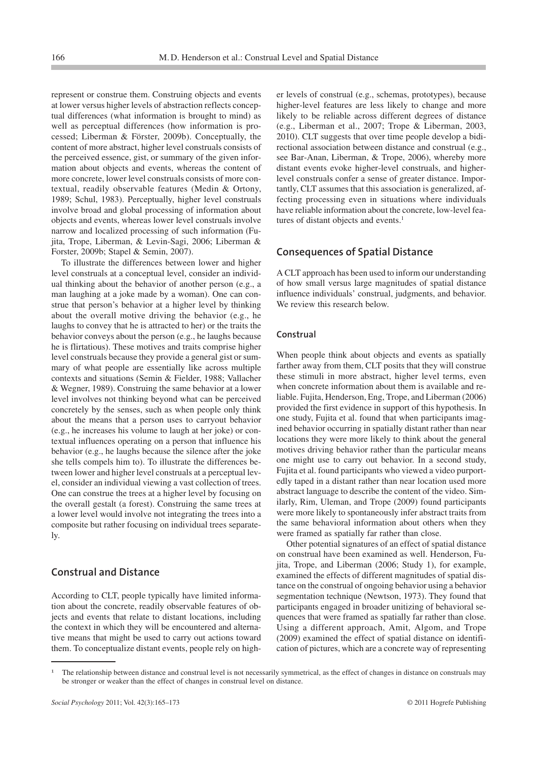represent or construe them. Construing objects and events at lower versus higher levels of abstraction reflects conceptual differences (what information is brought to mind) as well as perceptual differences (how information is processed; Liberman & Förster, 2009b). Conceptually, the content of more abstract, higher level construals consists of the perceived essence, gist, or summary of the given information about objects and events, whereas the content of more concrete, lower level construals consists of more contextual, readily observable features (Medin & Ortony, 1989; Schul, 1983). Perceptually, higher level construals involve broad and global processing of information about objects and events, whereas lower level construals involve narrow and localized processing of such information (Fujita, Trope, Liberman, & Levin-Sagi, 2006; Liberman & Forster, 2009b; Stapel & Semin, 2007).

To illustrate the differences between lower and higher level construals at a conceptual level, consider an individual thinking about the behavior of another person (e.g., a man laughing at a joke made by a woman). One can construe that person's behavior at a higher level by thinking about the overall motive driving the behavior (e.g., he laughs to convey that he is attracted to her) or the traits the behavior conveys about the person (e.g., he laughs because he is flirtatious). These motives and traits comprise higher level construals because they provide a general gist or summary of what people are essentially like across multiple contexts and situations (Semin & Fielder, 1988; Vallacher & Wegner, 1989). Construing the same behavior at a lower level involves not thinking beyond what can be perceived concretely by the senses, such as when people only think about the means that a person uses to carryout behavior (e.g., he increases his volume to laugh at her joke) or contextual influences operating on a person that influence his behavior (e.g., he laughs because the silence after the joke she tells compels him to). To illustrate the differences between lower and higher level construals at a perceptual level, consider an individual viewing a vast collection of trees. One can construe the trees at a higher level by focusing on the overall gestalt (a forest). Construing the same trees at a lower level would involve not integrating the trees into a composite but rather focusing on individual trees separately.

## Construal and Distance

According to CLT, people typically have limited information about the concrete, readily observable features of objects and events that relate to distant locations, including the context in which they will be encountered and alternative means that might be used to carry out actions toward them. To conceptualize distant events, people rely on higher levels of construal (e.g., schemas, prototypes), because higher-level features are less likely to change and more likely to be reliable across different degrees of distance (e.g., Liberman et al., 2007; Trope & Liberman, 2003, 2010). CLT suggests that over time people develop a bidirectional association between distance and construal (e.g., see Bar-Anan, Liberman, & Trope, 2006), whereby more distant events evoke higher-level construals, and higher-level construals confer a sense of greater distance. Importantly, CLT assumes that this association is generalized, affecting processing even in situations where individuals have reliable information about the concrete, low-level features of distant objects and events.[1]

## Consequences of Spatial Distance

A CLT approach has been used to inform our understanding of how small versus large magnitudes of spatial distance influence individuals' construal, judgments, and behavior. We review this research below.

### Construal

When people think about objects and events as spatially farther away from them, CLT posits that they will construe these stimuli in more abstract, higher level terms, even when concrete information about them is available and reliable. Fujita, Henderson, Eng, Trope, and Liberman (2006) provided the first evidence in support of this hypothesis. In one study, Fujita et al. found that when participants imagined behavior occurring in spatially distant rather than near locations they were more likely to think about the general motives driving behavior rather than the particular means one might use to carry out behavior. In a second study, Fujita et al. found participants who viewed a video purportedly taped in a distant rather than near location used more abstract language to describe the content of the video. Similarly, Rim, Uleman, and Trope (2009) found participants were more likely to spontaneously infer abstract traits from the same behavioral information about others when they were framed as spatially far rather than close.

Other potential signatures of an effect of spatial distance on construal have been examined as well. Henderson, Fujita, Trope, and Liberman (2006; Study 1), for example, examined the effects of different magnitudes of spatial distance on the construal of ongoing behavior using a behavior segmentation technique (Newtson, 1973). They found that participants engaged in broader unitizing of behavioral sequences that were framed as spatially far rather than close. Using a different approach, Amit, Algom, and Trope (2009) examined the effect of spatial distance on identification of pictures, which are a concrete way of representing

[1] The relationship between distance and construal level is not necessarily symmetrical, as the effect of changes in distance on construals may be stronger or weaker than the effect of changes in construal level on distance.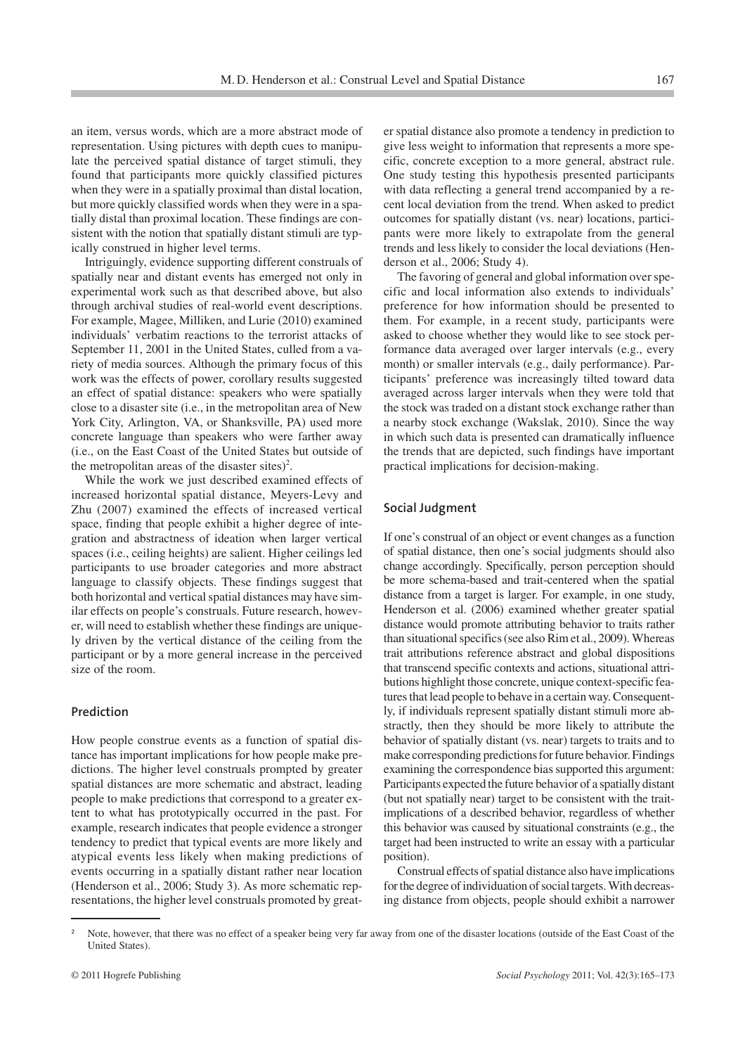an item, versus words, which are a more abstract mode of representation. Using pictures with depth cues to manipulate the perceived spatial distance of target stimuli, they found that participants more quickly classified pictures when they were in a spatially proximal than distal location, but more quickly classified words when they were in a spatially distal than proximal location. These findings are consistent with the notion that spatially distant stimuli are typically construed in higher level terms.

Intriguingly, evidence supporting different construals of spatially near and distant events has emerged not only in experimental work such as that described above, but also through archival studies of real-world event descriptions. For example, Magee, Milliken, and Lurie (2010) examined individuals' verbatim reactions to the terrorist attacks of September 11, 2001 in the United States, culled from a variety of media sources. Although the primary focus of this work was the effects of power, corollary results suggested an effect of spatial distance: speakers who were spatially close to a disaster site (i.e., in the metropolitan area of New York City, Arlington, VA, or Shanksville, PA) used more concrete language than speakers who were farther away (i.e., on the East Coast of the United States but outside of the metropolitan areas of the disaster sites)[2].

While the work we just described examined effects of increased horizontal spatial distance, Meyers-Levy and Zhu (2007) examined the effects of increased vertical space, finding that people exhibit a higher degree of integration and abstractness of ideation when larger vertical spaces (i.e., ceiling heights) are salient. Higher ceilings led participants to use broader categories and more abstract language to classify objects. These findings suggest that both horizontal and vertical spatial distances may have similar effects on people's construals. Future research, however, will need to establish whether these findings are uniquely driven by the vertical distance of the ceiling from the participant or by a more general increase in the perceived size of the room.

## Prediction

How people construe events as a function of spatial distance has important implications for how people make predictions. The higher level construals prompted by greater spatial distances are more schematic and abstract, leading people to make predictions that correspond to a greater extent to what has prototypically occurred in the past. For example, research indicates that people evidence a stronger tendency to predict that typical events are more likely and atypical events less likely when making predictions of events occurring in a spatially distant rather near location (Henderson et al., 2006; Study 3). As more schematic representations, the higher level construals promoted by greater spatial distance also promote a tendency in prediction to give less weight to information that represents a more specific, concrete exception to a more general, abstract rule. One study testing this hypothesis presented participants with data reflecting a general trend accompanied by a recent local deviation from the trend. When asked to predict outcomes for spatially distant (vs. near) locations, participants were more likely to extrapolate from the general trends and less likely to consider the local deviations (Henderson et al., 2006; Study 4).

The favoring of general and global information over specific and local information also extends to individuals' preference for how information should be presented to them. For example, in a recent study, participants were asked to choose whether they would like to see stock performance data averaged over larger intervals (e.g., every month) or smaller intervals (e.g., daily performance). Participants' preference was increasingly tilted toward data averaged across larger intervals when they were told that the stock was traded on a distant stock exchange rather than a nearby stock exchange (Wakslak, 2010). Since the way in which such data is presented can dramatically influence the trends that are depicted, such findings have important practical implications for decision-making.

## Social Judgment

If one's construal of an object or event changes as a function of spatial distance, then one's social judgments should also change accordingly. Specifically, person perception should be more schema-based and trait-centered when the spatial distance from a target is larger. For example, in one study, Henderson et al. (2006) examined whether greater spatial distance would promote attributing behavior to traits rather than situational specifics (see also Rim et al., 2009). Whereas trait attributions reference abstract and global dispositions that transcend specific contexts and actions, situational attributions highlight those concrete, unique context-specific features that lead people to behave in a certain way. Consequently, if individuals represent spatially distant stimuli more abstractly, then they should be more likely to attribute the behavior of spatially distant (vs. near) targets to traits and to make corresponding predictions for future behavior. Findings examining the correspondence bias supported this argument: Participants expected the future behavior of a spatially distant (but not spatially near) target to be consistent with the trait-implications of a described behavior, regardless of whether this behavior was caused by situational constraints (e.g., the target had been instructed to write an essay with a particular position).

Construal effects of spatial distance also have implications for the degree of individuation of social targets. With decreasing distance from objects, people should exhibit a narrower

[2] Note, however, that there was no effect of a speaker being very far away from one of the disaster locations (outside of the East Coast of the United States).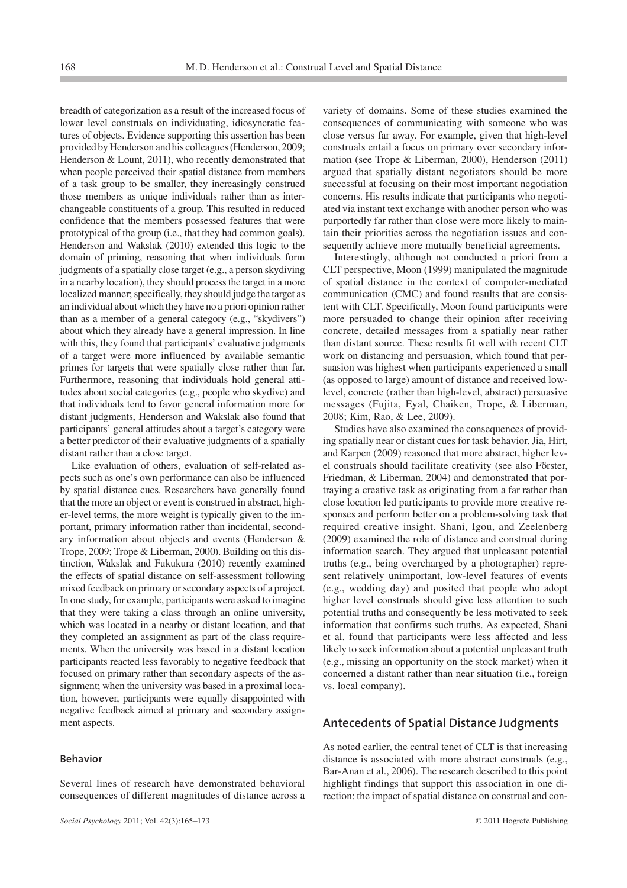breadth of categorization as a result of the increased focus of lower level construals on individuating, idiosyncratic features of objects. Evidence supporting this assertion has been provided by Henderson and his colleagues (Henderson, 2009; Henderson & Lount, 2011), who recently demonstrated that when people perceived their spatial distance from members of a task group to be smaller, they increasingly construed those members as unique individuals rather than as interchangeable constituents of a group. This resulted in reduced confidence that the members possessed features that were prototypical of the group (i.e., that they had common goals). Henderson and Wakslak (2010) extended this logic to the domain of priming, reasoning that when individuals form judgments of a spatially close target (e.g., a person skydiving in a nearby location), they should process the target in a more localized manner; specifically, they should judge the target as an individual about which they have no a priori opinion rather than as a member of a general category (e.g., "skydivers") about which they already have a general impression. In line with this, they found that participants' evaluative judgments of a target were more influenced by available semantic primes for targets that were spatially close rather than far. Furthermore, reasoning that individuals hold general attitudes about social categories (e.g., people who skydive) and that individuals tend to favor general information more for distant judgments, Henderson and Wakslak also found that participants' general attitudes about a target's category were a better predictor of their evaluative judgments of a spatially distant rather than a close target.

Like evaluation of others, evaluation of self-related aspects such as one's own performance can also be influenced by spatial distance cues. Researchers have generally found that the more an object or event is construed in abstract, higher-level terms, the more weight is typically given to the important, primary information rather than incidental, secondary information about objects and events (Henderson & Trope, 2009; Trope & Liberman, 2000). Building on this distinction, Wakslak and Fukukura (2010) recently examined the effects of spatial distance on self-assessment following mixed feedback on primary or secondary aspects of a project. In one study, for example, participants were asked to imagine that they were taking a class through an online university, which was located in a nearby or distant location, and that they completed an assignment as part of the class requirements. When the university was based in a distant location participants reacted less favorably to negative feedback that focused on primary rather than secondary aspects of the assignment; when the university was based in a proximal location, however, participants were equally disappointed with negative feedback aimed at primary and secondary assignment aspects.

### Behavior

Several lines of research have demonstrated behavioral consequences of different magnitudes of distance across a variety of domains. Some of these studies examined the consequences of communicating with someone who was close versus far away. For example, given that high-level construals entail a focus on primary over secondary information (see Trope & Liberman, 2000), Henderson (2011) argued that spatially distant negotiators should be more successful at focusing on their most important negotiation concerns. His results indicate that participants who negotiated via instant text exchange with another person who was purportedly far rather than close were more likely to maintain their priorities across the negotiation issues and consequently achieve more mutually beneficial agreements.

Interestingly, although not conducted a priori from a CLT perspective, Moon (1999) manipulated the magnitude of spatial distance in the context of computer-mediated communication (CMC) and found results that are consistent with CLT. Specifically, Moon found participants were more persuaded to change their opinion after receiving concrete, detailed messages from a spatially near rather than distant source. These results fit well with recent CLT work on distancing and persuasion, which found that persuasion was highest when participants experienced a small (as opposed to large) amount of distance and received low-level, concrete (rather than high-level, abstract) persuasive messages (Fujita, Eyal, Chaiken, Trope, & Liberman, 2008; Kim, Rao, & Lee, 2009).

Studies have also examined the consequences of providing spatially near or distant cues for task behavior. Jia, Hirt, and Karpen (2009) reasoned that more abstract, higher level construals should facilitate creativity (see also Förster, Friedman, & Liberman, 2004) and demonstrated that portraying a creative task as originating from a far rather than close location led participants to provide more creative responses and perform better on a problem-solving task that required creative insight. Shani, Igou, and Zeelenberg (2009) examined the role of distance and construal during information search. They argued that unpleasant potential truths (e.g., being overcharged by a photographer) represent relatively unimportant, low-level features of events (e.g., wedding day) and posited that people who adopt higher level construals should give less attention to such potential truths and consequently be less motivated to seek information that confirms such truths. As expected, Shani et al. found that participants were less affected and less likely to seek information about a potential unpleasant truth (e.g., missing an opportunity on the stock market) when it concerned a distant rather than near situation (i.e., foreign vs. local company).

## Antecedents of Spatial Distance Judgments

As noted earlier, the central tenet of CLT is that increasing distance is associated with more abstract construals (e.g., Bar-Anan et al., 2006). The research described to this point highlight findings that support this association in one direction: the impact of spatial distance on construal and con-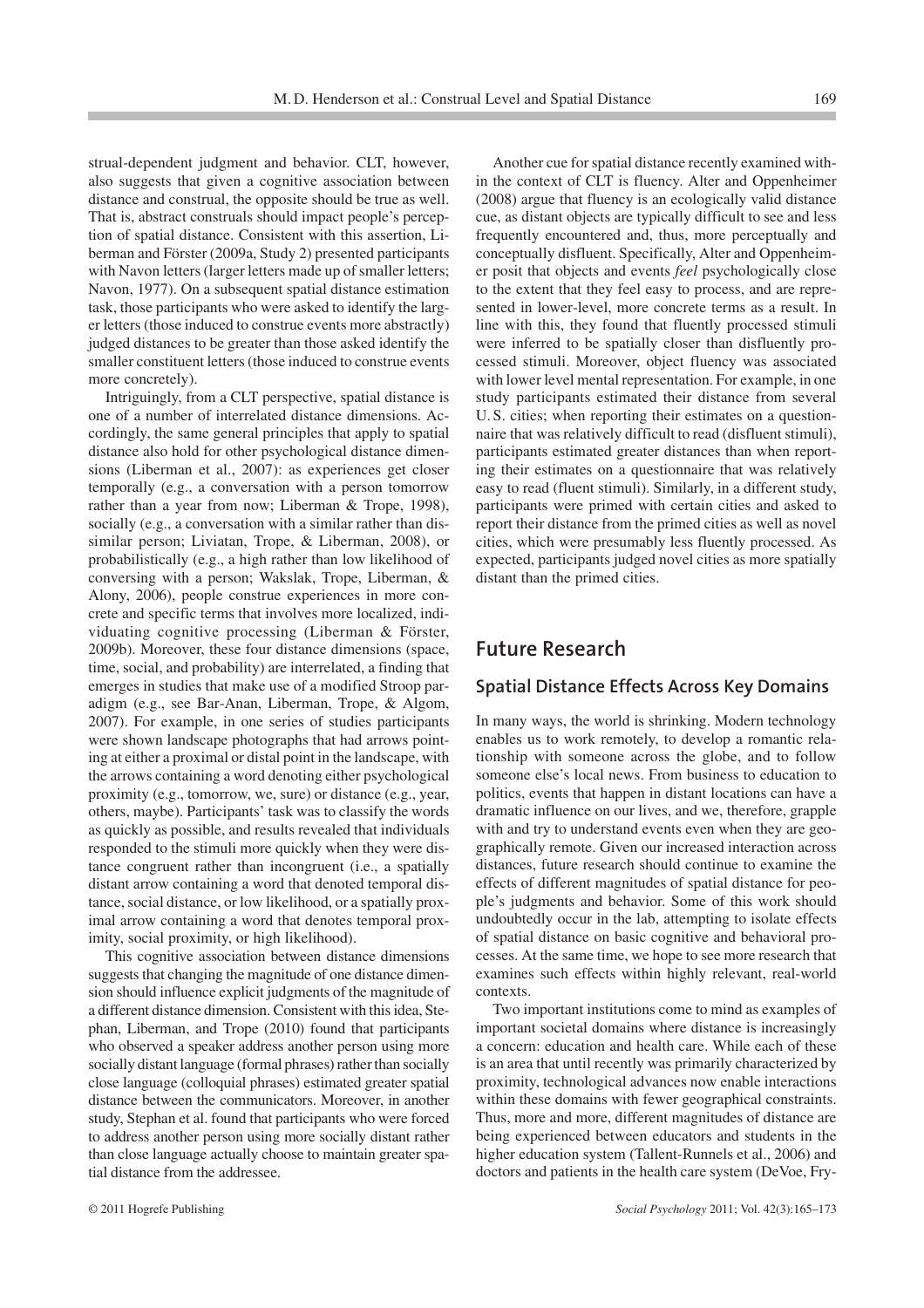strual-dependent judgment and behavior. CLT, however, also suggests that given a cognitive association between distance and construal, the opposite should be true as well. That is, abstract construals should impact people's perception of spatial distance. Consistent with this assertion, Liberman and Förster (2009a, Study 2) presented participants with Navon letters (larger letters made up of smaller letters; Navon, 1977). On a subsequent spatial distance estimation task, those participants who were asked to identify the larger letters (those induced to construe events more abstractly) judged distances to be greater than those asked identify the smaller constituent letters (those induced to construe events more concretely).

Intriguingly, from a CLT perspective, spatial distance is one of a number of interrelated distance dimensions. Accordingly, the same general principles that apply to spatial distance also hold for other psychological distance dimensions (Liberman et al., 2007): as experiences get closer temporally (e.g., a conversation with a person tomorrow rather than a year from now; Liberman & Trope, 1998), socially (e.g., a conversation with a similar rather than dissimilar person; Liviatan, Trope, & Liberman, 2008), or probabilistically (e.g., a high rather than low likelihood of conversing with a person; Wakslak, Trope, Liberman, & Alony, 2006), people construe experiences in more concrete and specific terms that involves more localized, individuating cognitive processing (Liberman & Förster, 2009b). Moreover, these four distance dimensions (space, time, social, and probability) are interrelated, a finding that emerges in studies that make use of a modified Stroop paradigm (e.g., see Bar-Anan, Liberman, Trope, & Algom, 2007). For example, in one series of studies participants were shown landscape photographs that had arrows pointing at either a proximal or distal point in the landscape, with the arrows containing a word denoting either psychological proximity (e.g., tomorrow, we, sure) or distance (e.g., year, others, maybe). Participants' task was to classify the words as quickly as possible, and results revealed that individuals responded to the stimuli more quickly when they were distance congruent rather than incongruent (i.e., a spatially distant arrow containing a word that denoted temporal distance, social distance, or low likelihood, or a spatially proximal arrow containing a word that denotes temporal proximity, social proximity, or high likelihood).

This cognitive association between distance dimensions suggests that changing the magnitude of one distance dimension should influence explicit judgments of the magnitude of a different distance dimension. Consistent with this idea, Stephan, Liberman, and Trope (2010) found that participants who observed a speaker address another person using more socially distant language (formal phrases) rather than socially close language (colloquial phrases) estimated greater spatial distance between the communicators. Moreover, in another study, Stephan et al. found that participants who were forced to address another person using more socially distant rather than close language actually choose to maintain greater spatial distance from the addressee.

Another cue for spatial distance recently examined within the context of CLT is fluency. Alter and Oppenheimer (2008) argue that fluency is an ecologically valid distance cue, as distant objects are typically difficult to see and less frequently encountered and, thus, more perceptually and conceptually disfluent. Specifically, Alter and Oppenheimer posit that objects and events *feel* psychologically close to the extent that they feel easy to process, and are represented in lower-level, more concrete terms as a result. In line with this, they found that fluently processed stimuli were inferred to be spatially closer than disfluently processed stimuli. Moreover, object fluency was associated with lower level mental representation. For example, in one study participants estimated their distance from several U.S. cities; when reporting their estimates on a questionnaire that was relatively difficult to read (disfluent stimuli), participants estimated greater distances than when reporting their estimates on a questionnaire that was relatively easy to read (fluent stimuli). Similarly, in a different study, participants were primed with certain cities and asked to report their distance from the primed cities as well as novel cities, which were presumably less fluently processed. As expected, participants judged novel cities as more spatially distant than the primed cities.

## Future Research

### Spatial Distance Effects Across Key Domains

In many ways, the world is shrinking. Modern technology enables us to work remotely, to develop a romantic relationship with someone across the globe, and to follow someone else's local news. From business to education to politics, events that happen in distant locations can have a dramatic influence on our lives, and we, therefore, grapple with and try to understand events even when they are geographically remote. Given our increased interaction across distances, future research should continue to examine the effects of different magnitudes of spatial distance for people's judgments and behavior. Some of this work should undoubtedly occur in the lab, attempting to isolate effects of spatial distance on basic cognitive and behavioral processes. At the same time, we hope to see more research that examines such effects within highly relevant, real-world contexts.

Two important institutions come to mind as examples of important societal domains where distance is increasingly a concern: education and health care. While each of these is an area that until recently was primarily characterized by proximity, technological advances now enable interactions within these domains with fewer geographical constraints. Thus, more and more, different magnitudes of distance are being experienced between educators and students in the higher education system (Tallent-Runnels et al., 2006) and doctors and patients in the health care system (DeVoe, Fry-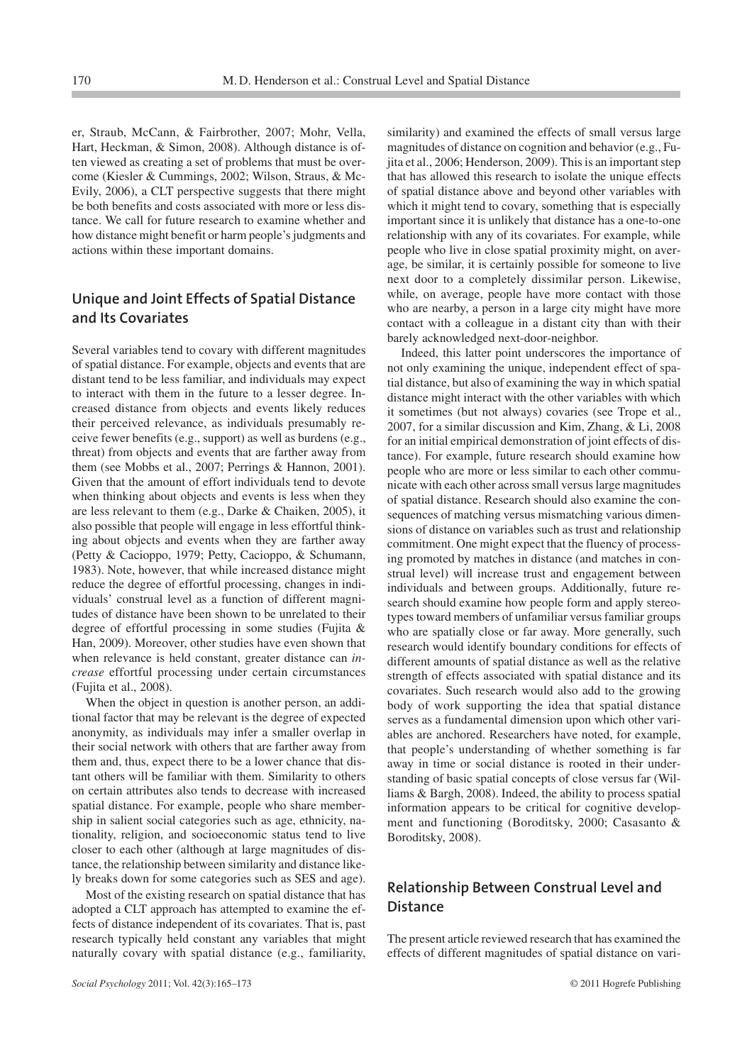er, Straub, McCann, & Fairbrother, 2007; Mohr, Vella, Hart, Heckman, & Simon, 2008). Although distance is often viewed as creating a set of problems that must be overcome (Kiesler & Cummings, 2002; Wilson, Straus, & McEvily, 2006), a CLT perspective suggests that there might be both benefits and costs associated with more or less distance. We call for future research to examine whether and how distance might benefit or harm people's judgments and actions within these important domains.

## Unique and Joint Effects of Spatial Distance and Its Covariates

Several variables tend to covary with different magnitudes of spatial distance. For example, objects and events that are distant tend to be less familiar, and individuals may expect to interact with them in the future to a lesser degree. Increased distance from objects and events likely reduces their perceived relevance, as individuals presumably receive fewer benefits (e.g., support) as well as burdens (e.g., threat) from objects and events that are farther away from them (see Mobbs et al., 2007; Perrings & Hannon, 2001). Given that the amount of effort individuals tend to devote when thinking about objects and events is less when they are less relevant to them (e.g., Darke & Chaiken, 2005), it also possible that people will engage in less effortful thinking about objects and events when they are farther away (Petty & Cacioppo, 1979; Petty, Cacioppo, & Schumann, 1983). Note, however, that while increased distance might reduce the degree of effortful processing, changes in individuals' construal level as a function of different magnitudes of distance have been shown to be unrelated to their degree of effortful processing in some studies (Fujita & Han, 2009). Moreover, other studies have even shown that when relevance is held constant, greater distance can *increase* effortful processing under certain circumstances (Fujita et al., 2008).

When the object in question is another person, an additional factor that may be relevant is the degree of expected anonymity, as individuals may infer a smaller overlap in their social network with others that are farther away from them and, thus, expect there to be a lower chance that distant others will be familiar with them. Similarity to others on certain attributes also tends to decrease with increased spatial distance. For example, people who share membership in salient social categories such as age, ethnicity, nationality, religion, and socioeconomic status tend to live closer to each other (although at large magnitudes of distance, the relationship between similarity and distance likely breaks down for some categories such as SES and age).

Most of the existing research on spatial distance that has adopted a CLT approach has attempted to examine the effects of distance independent of its covariates. That is, past research typically held constant any variables that might naturally covary with spatial distance (e.g., familiarity, similarity) and examined the effects of small versus large magnitudes of distance on cognition and behavior (e.g., Fujita et al., 2006; Henderson, 2009). This is an important step that has allowed this research to isolate the unique effects of spatial distance above and beyond other variables with which it might tend to covary, something that is especially important since it is unlikely that distance has a one-to-one relationship with any of its covariates. For example, while people who live in close spatial proximity might, on average, be similar, it is certainly possible for someone to live next door to a completely dissimilar person. Likewise, while, on average, people have more contact with those who are nearby, a person in a large city might have more contact with a colleague in a distant city than with their barely acknowledged next-door-neighbor.

Indeed, this latter point underscores the importance of not only examining the unique, independent effect of spatial distance, but also of examining the way in which spatial distance might interact with the other variables with which it sometimes (but not always) covaries (see Trope et al., 2007, for a similar discussion and Kim, Zhang, & Li, 2008 for an initial empirical demonstration of joint effects of distance). For example, future research should examine how people who are more or less similar to each other communicate with each other across small versus large magnitudes of spatial distance. Research should also examine the consequences of matching versus mismatching various dimensions of distance on variables such as trust and relationship commitment. One might expect that the fluency of processing promoted by matches in distance (and matches in construal level) will increase trust and engagement between individuals and between groups. Additionally, future research should examine how people form and apply stereotypes toward members of unfamiliar versus familiar groups who are spatially close or far away. More generally, such research would identify boundary conditions for effects of different amounts of spatial distance as well as the relative strength of effects associated with spatial distance and its covariates. Such research would also add to the growing body of work supporting the idea that spatial distance serves as a fundamental dimension upon which other variables are anchored. Researchers have noted, for example, that people's understanding of whether something is far away in time or social distance is rooted in their understanding of basic spatial concepts of close versus far (Williams & Bargh, 2008). Indeed, the ability to process spatial information appears to be critical for cognitive development and functioning (Boroditsky, 2000; Casasanto & Boroditsky, 2008).

## Relationship Between Construal Level and Distance

The present article reviewed research that has examined the effects of different magnitudes of spatial distance on vari-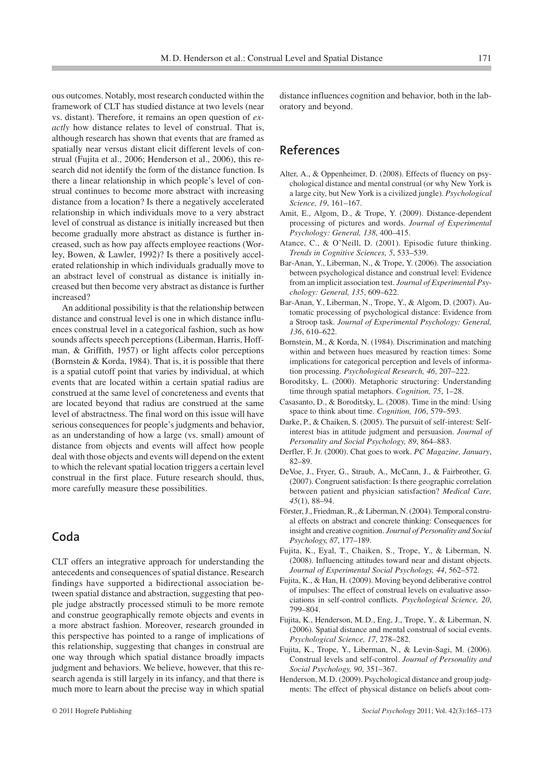ous outcomes. Notably, most research conducted within the framework of CLT has studied distance at two levels (near vs. distant). Therefore, it remains an open question of *exactly* how distance relates to level of construal. That is, although research has shown that events that are framed as spatially near versus distant elicit different levels of construal (Fujita et al., 2006; Henderson et al., 2006), this research did not identify the form of the distance function. Is there a linear relationship in which people's level of construal continues to become more abstract with increasing distance from a location? Is there a negatively accelerated relationship in which individuals move to a very abstract level of construal as distance is initially increased but then become gradually more abstract as distance is further increased, such as how pay affects employee reactions (Worley, Bowen, & Lawler, 1992)? Is there a positively accelerated relationship in which individuals gradually move to an abstract level of construal as distance is initially increased but then become very abstract as distance is further increased?

An additional possibility is that the relationship between distance and construal level is one in which distance influences construal level in a categorical fashion, such as how sounds affects speech perceptions (Liberman, Harris, Hoffman, & Griffith, 1957) or light affects color perceptions (Bornstein & Korda, 1984). That is, it is possible that there is a spatial cutoff point that varies by individual, at which events that are located within a certain spatial radius are construed at the same level of concreteness and events that are located beyond that radius are construed at the same level of abstractness. The final word on this issue will have serious consequences for people's judgments and behavior, as an understanding of how a large (vs. small) amount of distance from objects and events will affect how people deal with those objects and events will depend on the extent to which the relevant spatial location triggers a certain level construal in the first place. Future research should, thus, more carefully measure these possibilities.

## Coda

CLT offers an integrative approach for understanding the antecedents and consequences of spatial distance. Research findings have supported a bidirectional association between spatial distance and abstraction, suggesting that people judge abstractly processed stimuli to be more remote and construe geographically remote objects and events in a more abstract fashion. Moreover, research grounded in this perspective has pointed to a range of implications of this relationship, suggesting that changes in construal are one way through which spatial distance broadly impacts judgment and behaviors. We believe, however, that this research agenda is still largely in its infancy, and that there is much more to learn about the precise way in which spatial distance influences cognition and behavior, both in the laboratory and beyond.

## References

Alter, A., & Oppenheimer, D. (2008). Effects of fluency on psychological distance and mental construal (or why New York is a large city, but New York is a civilized jungle). *Psychological Science, 19*, 161–167.

Amit, E., Algom, D., & Trope, Y. (2009). Distance-dependent processing of pictures and words. *Journal of Experimental Psychology: General, 138*, 400–415.

Atance, C., & O'Neill, D. (2001). Episodic future thinking. *Trends in Cognitive Sciences, 5*, 533–539.

Bar-Anan, Y., Liberman, N., & Trope, Y. (2006). The association between psychological distance and construal level: Evidence from an implicit association test. *Journal of Experimental Psychology: General, 135*, 609–622.

Bar-Anan, Y., Liberman, N., Trope, Y., & Algom, D. (2007). Automatic processing of psychological distance: Evidence from a Stroop task. *Journal of Experimental Psychology: General, 136*, 610–622.

Bornstein, M., & Korda, N. (1984). Discrimination and matching within and between hues measured by reaction times: Some implications for categorical perception and levels of information processing. *Psychological Research, 46*, 207–222.

Boroditsky, L. (2000). Metaphoric structuring: Understanding time through spatial metaphors. *Cognition, 75*, 1–28.

Casasanto, D., & Boroditsky, L. (2008). Time in the mind: Using space to think about time. *Cognition, 106*, 579–593.

Darke, P., & Chaiken, S. (2005). The pursuit of self-interest: Self-interest bias in attitude judgment and persuasion. *Journal of Personality and Social Psychology, 89*, 864–883.

Derfler, F. Jr. (2000). Chat goes to work. *PC Magazine, January*, 82–89.

DeVoe, J., Fryer, G., Straub, A., McCann, J., & Fairbrother, G. (2007). Congruent satisfaction: Is there geographic correlation between patient and physician satisfaction? *Medical Care, 45*(1), 88–94.

Förster, J., Friedman, R., & Liberman, N. (2004). Temporal construal effects on abstract and concrete thinking: Consequences for insight and creative cognition. *Journal of Personality and Social Psychology, 87*, 177–189.

Fujita, K., Eyal, T., Chaiken, S., Trope, Y., & Liberman, N. (2008). Influencing attitudes toward near and distant objects. *Journal of Experimental Social Psychology, 44*, 562–572.

Fujita, K., & Han, H. (2009). Moving beyond deliberative control of impulses: The effect of construal levels on evaluative associations in self-control conflicts. *Psychological Science, 20*, 799–804.

Fujita, K., Henderson, M. D., Eng, J., Trope, Y., & Liberman, N. (2006). Spatial distance and mental construal of social events. *Psychological Science, 17*, 278–282.

Fujita, K., Trope, Y., Liberman, N., & Levin-Sagi, M. (2006). Construal levels and self-control. *Journal of Personality and Social Psychology, 90*, 351–367.

Henderson, M. D. (2009). Psychological distance and group judgments: The effect of physical distance on beliefs about com-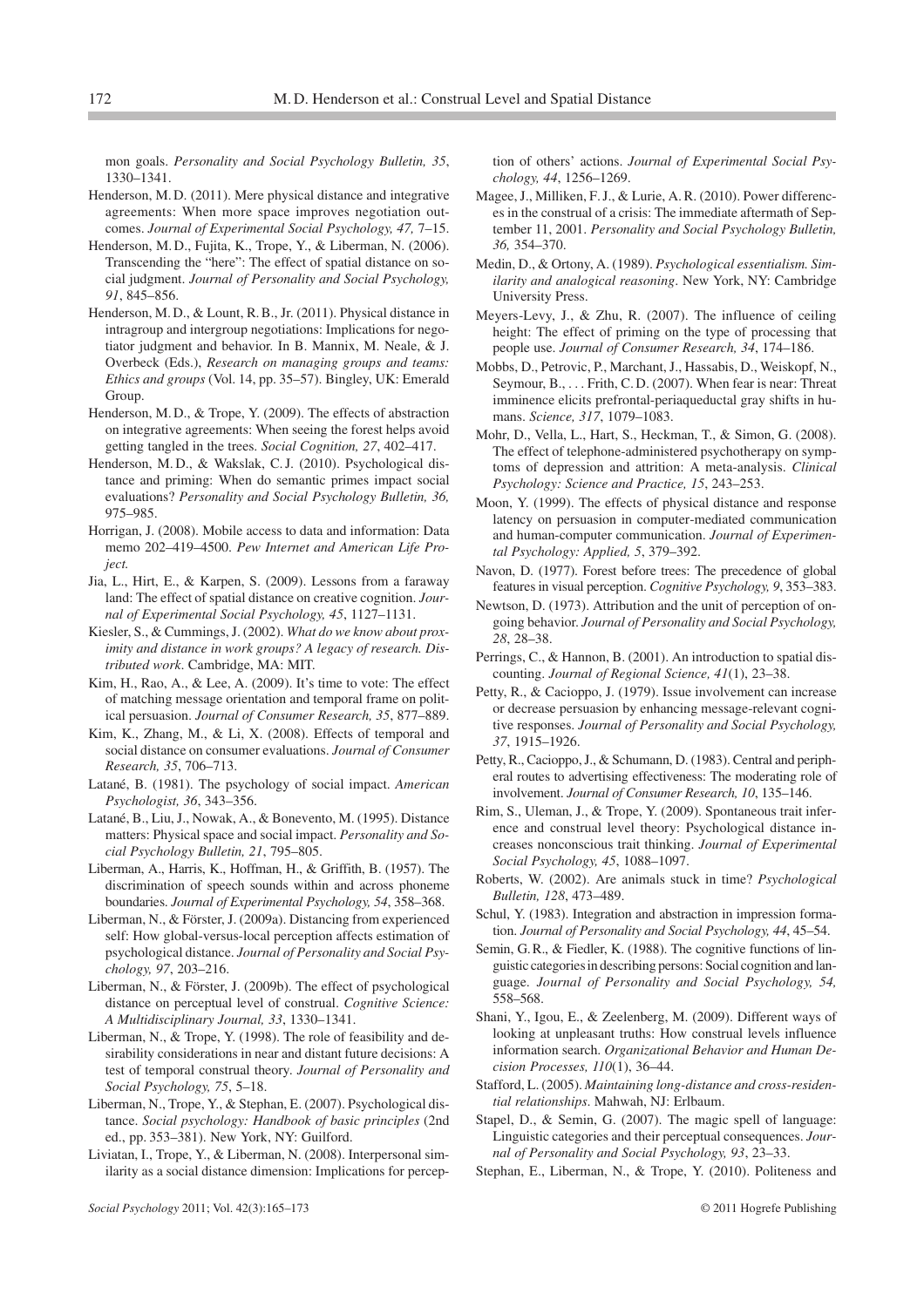mon goals. *Personality and Social Psychology Bulletin, 35*, 1330–1341.

Henderson, M. D. (2011). Mere physical distance and integrative agreements: When more space improves negotiation outcomes. *Journal of Experimental Social Psychology, 47,* 7–15.

Henderson, M. D., Fujita, K., Trope, Y., & Liberman, N. (2006). Transcending the "here": The effect of spatial distance on social judgment. *Journal of Personality and Social Psychology, 91*, 845–856.

Henderson, M. D., & Lount, R. B., Jr. (2011). Physical distance in intragroup and intergroup negotiations: Implications for negotiator judgment and behavior. In B. Mannix, M. Neale, & J. Overbeck (Eds.), *Research on managing groups and teams: Ethics and groups* (Vol. 14, pp. 35–57). Bingley, UK: Emerald Group.

Henderson, M. D., & Trope, Y. (2009). The effects of abstraction on integrative agreements: When seeing the forest helps avoid getting tangled in the trees. *Social Cognition, 27*, 402–417.

Henderson, M. D., & Wakslak, C. J. (2010). Psychological distance and priming: When do semantic primes impact social evaluations? *Personality and Social Psychology Bulletin, 36,* 975–985.

Horrigan, J. (2008). Mobile access to data and information: Data memo 202–419–4500. *Pew Internet and American Life Project.*

Jia, L., Hirt, E., & Karpen, S. (2009). Lessons from a faraway land: The effect of spatial distance on creative cognition. *Journal of Experimental Social Psychology, 45*, 1127–1131.

Kiesler, S., & Cummings, J. (2002). *What do we know about proximity and distance in work groups? A legacy of research. Distributed work*. Cambridge, MA: MIT.

Kim, H., Rao, A., & Lee, A. (2009). It's time to vote: The effect of matching message orientation and temporal frame on political persuasion. *Journal of Consumer Research, 35*, 877–889.

Kim, K., Zhang, M., & Li, X. (2008). Effects of temporal and social distance on consumer evaluations. *Journal of Consumer Research, 35*, 706–713.

Latané, B. (1981). The psychology of social impact. *American Psychologist, 36*, 343–356.

Latané, B., Liu, J., Nowak, A., & Bonevento, M. (1995). Distance matters: Physical space and social impact. *Personality and Social Psychology Bulletin, 21*, 795–805.

Liberman, A., Harris, K., Hoffman, H., & Griffith, B. (1957). The discrimination of speech sounds within and across phoneme boundaries. *Journal of Experimental Psychology, 54*, 358–368.

Liberman, N., & Förster, J. (2009a). Distancing from experienced self: How global-versus-local perception affects estimation of psychological distance. *Journal of Personality and Social Psychology, 97*, 203–216.

Liberman, N., & Förster, J. (2009b). The effect of psychological distance on perceptual level of construal. *Cognitive Science: A Multidisciplinary Journal, 33*, 1330–1341.

Liberman, N., & Trope, Y. (1998). The role of feasibility and desirability considerations in near and distant future decisions: A test of temporal construal theory. *Journal of Personality and Social Psychology, 75*, 5–18.

Liberman, N., Trope, Y., & Stephan, E. (2007). Psychological distance. *Social psychology: Handbook of basic principles* (2nd ed., pp. 353–381). New York, NY: Guilford.

Liviatan, I., Trope, Y., & Liberman, N. (2008). Interpersonal similarity as a social distance dimension: Implications for perception of others' actions. *Journal of Experimental Social Psychology, 44*, 1256–1269.

Magee, J., Milliken, F. J., & Lurie, A. R. (2010). Power differences in the construal of a crisis: The immediate aftermath of September 11, 2001. *Personality and Social Psychology Bulletin, 36,* 354–370.

Medin, D., & Ortony, A. (1989). *Psychological essentialism. Similarity and analogical reasoning*. New York, NY: Cambridge University Press.

Meyers-Levy, J., & Zhu, R. (2007). The influence of ceiling height: The effect of priming on the type of processing that people use. *Journal of Consumer Research, 34*, 174–186.

Mobbs, D., Petrovic, P., Marchant, J., Hassabis, D., Weiskopf, N., Seymour, B., . . . Frith, C. D. (2007). When fear is near: Threat imminence elicits prefrontal-periaqueductal gray shifts in humans. *Science, 317*, 1079–1083.

Mohr, D., Vella, L., Hart, S., Heckman, T., & Simon, G. (2008). The effect of telephone-administered psychotherapy on symptoms of depression and attrition: A meta-analysis. *Clinical Psychology: Science and Practice, 15*, 243–253.

Moon, Y. (1999). The effects of physical distance and response latency on persuasion in computer-mediated communication and human-computer communication. *Journal of Experimental Psychology: Applied, 5*, 379–392.

Navon, D. (1977). Forest before trees: The precedence of global features in visual perception. *Cognitive Psychology, 9*, 353–383.

Newtson, D. (1973). Attribution and the unit of perception of ongoing behavior. *Journal of Personality and Social Psychology, 28*, 28–38.

Perrings, C., & Hannon, B. (2001). An introduction to spatial discounting. *Journal of Regional Science, 41*(1), 23–38.

Petty, R., & Cacioppo, J. (1979). Issue involvement can increase or decrease persuasion by enhancing message-relevant cognitive responses. *Journal of Personality and Social Psychology, 37*, 1915–1926.

Petty, R., Cacioppo, J., & Schumann, D. (1983). Central and peripheral routes to advertising effectiveness: The moderating role of involvement. *Journal of Consumer Research, 10*, 135–146.

Rim, S., Uleman, J., & Trope, Y. (2009). Spontaneous trait inference and construal level theory: Psychological distance increases nonconscious trait thinking. *Journal of Experimental Social Psychology, 45*, 1088–1097.

Roberts, W. (2002). Are animals stuck in time? *Psychological Bulletin, 128*, 473–489.

Schul, Y. (1983). Integration and abstraction in impression formation. *Journal of Personality and Social Psychology, 44*, 45–54.

Semin, G. R., & Fiedler, K. (1988). The cognitive functions of linguistic categories in describing persons: Social cognition and language. *Journal of Personality and Social Psychology, 54,* 558–568.

Shani, Y., Igou, E., & Zeelenberg, M. (2009). Different ways of looking at unpleasant truths: How construal levels influence information search. *Organizational Behavior and Human Decision Processes, 110*(1), 36–44.

Stafford, L. (2005). *Maintaining long-distance and cross-residential relationships*. Mahwah, NJ: Erlbaum.

Stapel, D., & Semin, G. (2007). The magic spell of language: Linguistic categories and their perceptual consequences. *Journal of Personality and Social Psychology, 93*, 23–33.

Stephan, E., Liberman, N., & Trope, Y. (2010). Politeness and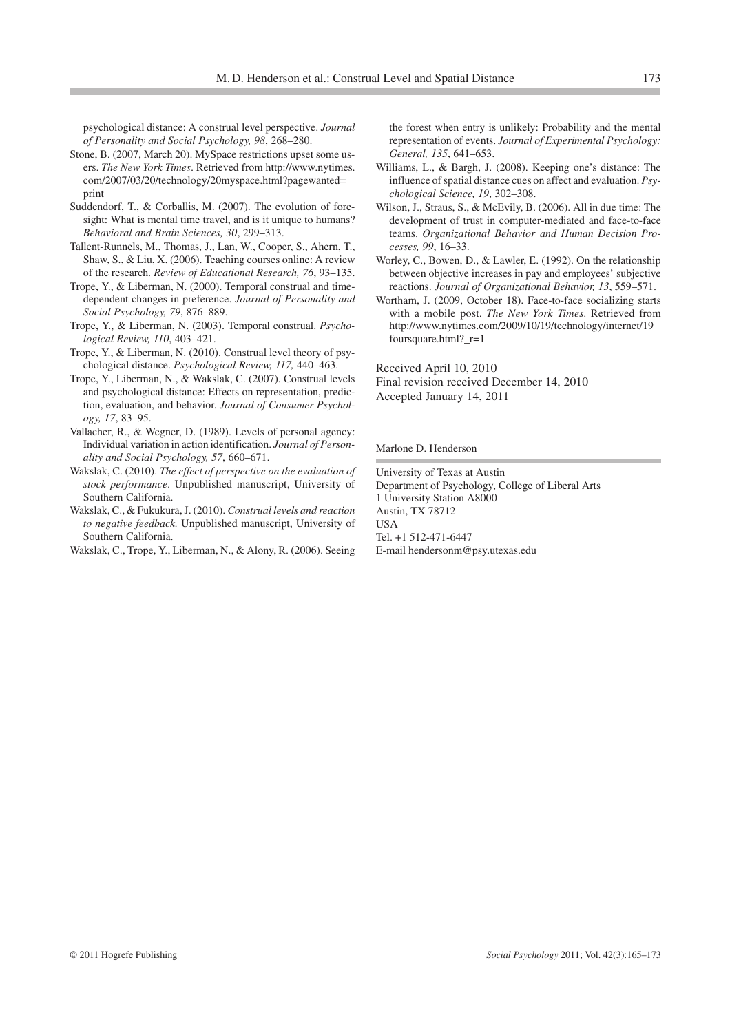psychological distance: A construal level perspective. *Journal of Personality and Social Psychology, 98*, 268–280.

Stone, B. (2007, March 20). MySpace restrictions upset some users. *The New York Times*. Retrieved from http://www.nytimes.com/2007/03/20/technology/20myspace.html?pagewanted=print

Suddendorf, T., & Corballis, M. (2007). The evolution of foresight: What is mental time travel, and is it unique to humans? *Behavioral and Brain Sciences, 30*, 299–313.

Tallent-Runnels, M., Thomas, J., Lan, W., Cooper, S., Ahern, T., Shaw, S., & Liu, X. (2006). Teaching courses online: A review of the research. *Review of Educational Research, 76*, 93–135.

Trope, Y., & Liberman, N. (2000). Temporal construal and time-dependent changes in preference. *Journal of Personality and Social Psychology, 79*, 876–889.

Trope, Y., & Liberman, N. (2003). Temporal construal. *Psychological Review, 110*, 403–421.

Trope, Y., & Liberman, N. (2010). Construal level theory of psychological distance. *Psychological Review, 117,* 440–463.

Trope, Y., Liberman, N., & Wakslak, C. (2007). Construal levels and psychological distance: Effects on representation, prediction, evaluation, and behavior. *Journal of Consumer Psychology, 17*, 83–95.

Vallacher, R., & Wegner, D. (1989). Levels of personal agency: Individual variation in action identification. *Journal of Personality and Social Psychology, 57*, 660–671.

Wakslak, C. (2010). *The effect of perspective on the evaluation of stock performance*. Unpublished manuscript, University of Southern California.

Wakslak, C., & Fukukura, J. (2010). *Construal levels and reaction to negative feedback.* Unpublished manuscript, University of Southern California.

Wakslak, C., Trope, Y., Liberman, N., & Alony, R. (2006). Seeing the forest when entry is unlikely: Probability and the mental representation of events. *Journal of Experimental Psychology: General, 135*, 641–653.

Williams, L., & Bargh, J. (2008). Keeping one's distance: The influence of spatial distance cues on affect and evaluation. *Psychological Science, 19*, 302–308.

Wilson, J., Straus, S., & McEvily, B. (2006). All in due time: The development of trust in computer-mediated and face-to-face teams. *Organizational Behavior and Human Decision Processes, 99*, 16–33.

Worley, C., Bowen, D., & Lawler, E. (1992). On the relationship between objective increases in pay and employees' subjective reactions. *Journal of Organizational Behavior, 13*, 559–571.

Wortham, J. (2009, October 18). Face-to-face socializing starts with a mobile post. *The New York Times*. Retrieved from http://www.nytimes.com/2009/10/19/technology/internet/19foursquare.html?_r=1

Received April 10, 2010
Final revision received December 14, 2010
Accepted January 14, 2011

Marlone D. Henderson

University of Texas at Austin
Department of Psychology, College of Liberal Arts
1 University Station A8000
Austin, TX 78712
USA
Tel. +1 512-471-6447
E-mail hendersonm@psy.utexas.edu